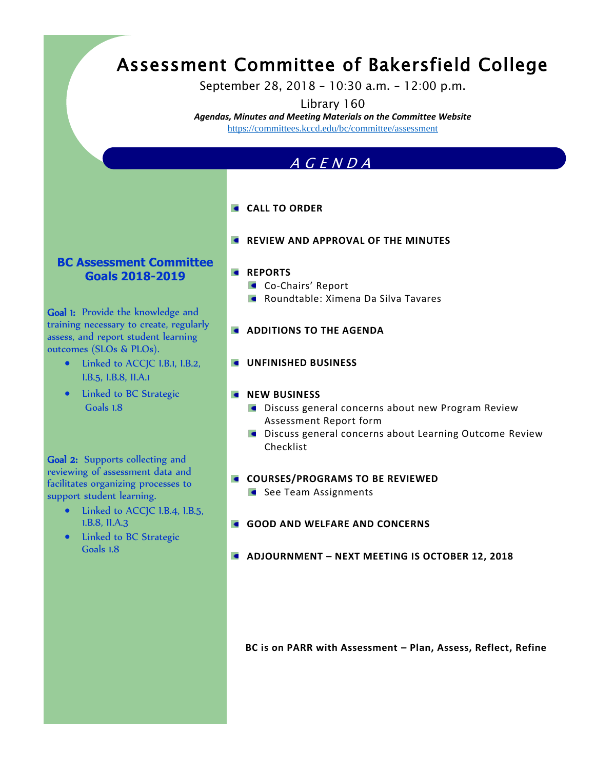# Assessment Committee of Bakersfield College

September 28, 2018 – 10:30 a.m. – 12:00 p.m.

Library 160

***Agendas, Minutes and Meeting Materials on the Committee Website***

https://committees.kccd.edu/bc/committee/assessment

## *AGENDA*

- **CALL TO ORDER**
- **REVIEW AND APPROVAL OF THE MINUTES**
- **REPORTS**
  - Co-Chairs' Report
  - Roundtable: Ximena Da Silva Tavares
- **ADDITIONS TO THE AGENDA**
- **UNFINISHED BUSINESS**
- **NEW BUSINESS**
  - Discuss general concerns about new Program Review Assessment Report form
  - Discuss general concerns about Learning Outcome Review Checklist
- **COURSES/PROGRAMS TO BE REVIEWED**
  - See Team Assignments
- **GOOD AND WELFARE AND CONCERNS**
- **ADJOURNMENT – NEXT MEETING IS OCTOBER 12, 2018**

**BC is on PARR with Assessment – Plan, Assess, Reflect, Refine**

### BC Assessment Committee Goals 2018-2019

**Goal 1:** Provide the knowledge and training necessary to create, regularly assess, and report student learning outcomes (SLOs & PLOs).

- Linked to ACCJC I.B.1, I.B.2, I.B.5, I.B.8, II.A.1
- Linked to BC Strategic Goals 1.8

**Goal 2:** Supports collecting and reviewing of assessment data and facilitates organizing processes to support student learning.

- Linked to ACCJC I.B.4, I.B.5, I.B.8, II.A.3
- Linked to BC Strategic Goals 1.8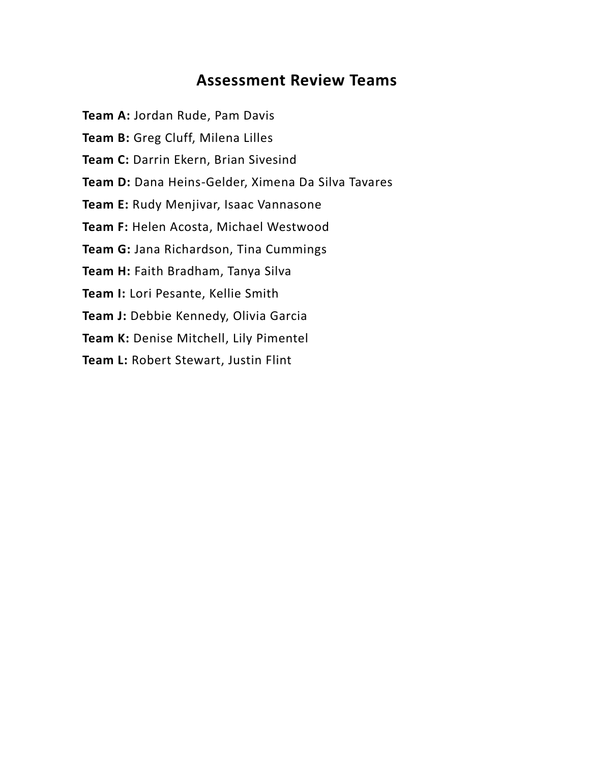## Assessment Review Teams

**Team A:** Jordan Rude, Pam Davis

**Team B:** Greg Cluff, Milena Lilles

**Team C:** Darrin Ekern, Brian Sivesind

**Team D:** Dana Heins-Gelder, Ximena Da Silva Tavares

**Team E:** Rudy Menjivar, Isaac Vannasone

**Team F:** Helen Acosta, Michael Westwood

**Team G:** Jana Richardson, Tina Cummings

**Team H:** Faith Bradham, Tanya Silva

**Team I:** Lori Pesante, Kellie Smith

**Team J:** Debbie Kennedy, Olivia Garcia

**Team K:** Denise Mitchell, Lily Pimentel

**Team L:** Robert Stewart, Justin Flint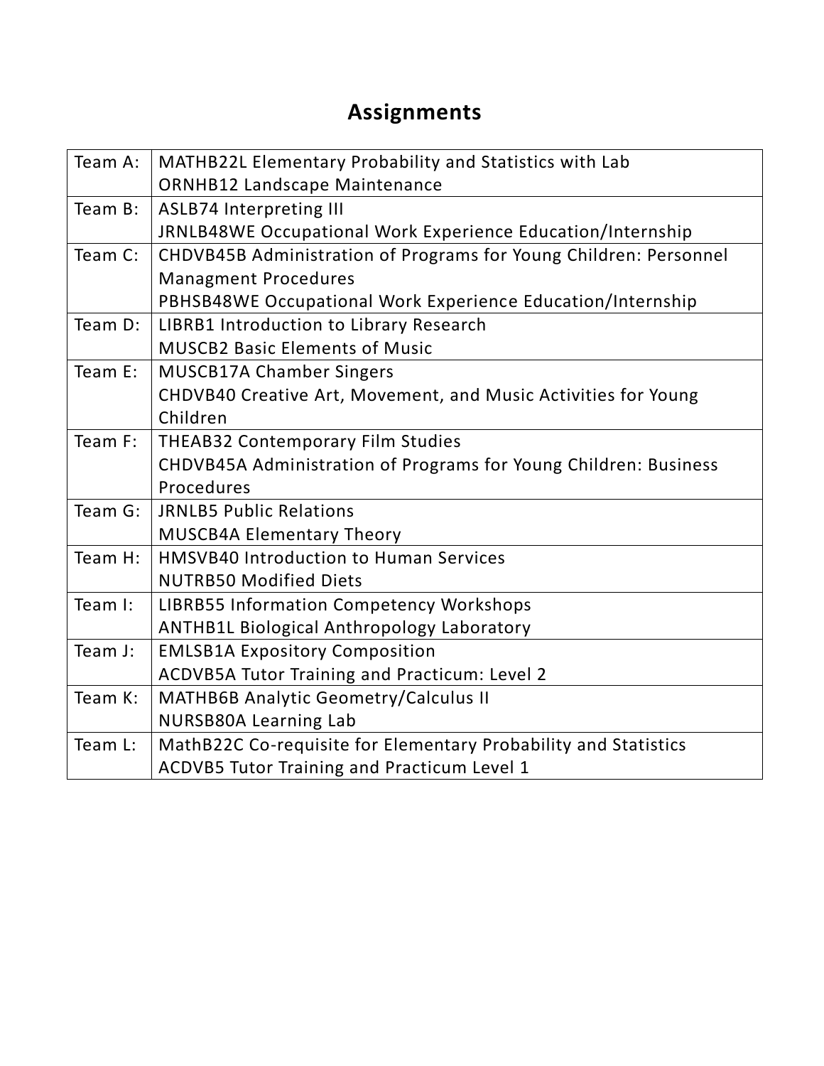# Assignments

| | |
|---|---|
| Team A: | MATHB22L Elementary Probability and Statistics with Lab<br>ORNHB12 Landscape Maintenance |
| Team B: | ASLB74 Interpreting III<br>JRNLB48WE Occupational Work Experience Education/Internship |
| Team C: | CHDVB45B Administration of Programs for Young Children: Personnel Managment Procedures<br>PBHSB48WE Occupational Work Experience Education/Internship |
| Team D: | LIBRB1 Introduction to Library Research<br>MUSCB2 Basic Elements of Music |
| Team E: | MUSCB17A Chamber Singers<br>CHDVB40 Creative Art, Movement, and Music Activities for Young Children |
| Team F: | THEAB32 Contemporary Film Studies<br>CHDVB45A Administration of Programs for Young Children: Business Procedures |
| Team G: | JRNLB5 Public Relations<br>MUSCB4A Elementary Theory |
| Team H: | HMSVB40 Introduction to Human Services<br>NUTRB50 Modified Diets |
| Team I: | LIBRB55 Information Competency Workshops<br>ANTHB1L Biological Anthropology Laboratory |
| Team J: | EMLSB1A Expository Composition<br>ACDVB5A Tutor Training and Practicum: Level 2 |
| Team K: | MATHB6B Analytic Geometry/Calculus II<br>NURSB80A Learning Lab |
| Team L: | MathB22C Co-requisite for Elementary Probability and Statistics<br>ACDVB5 Tutor Training and Practicum Level 1 |